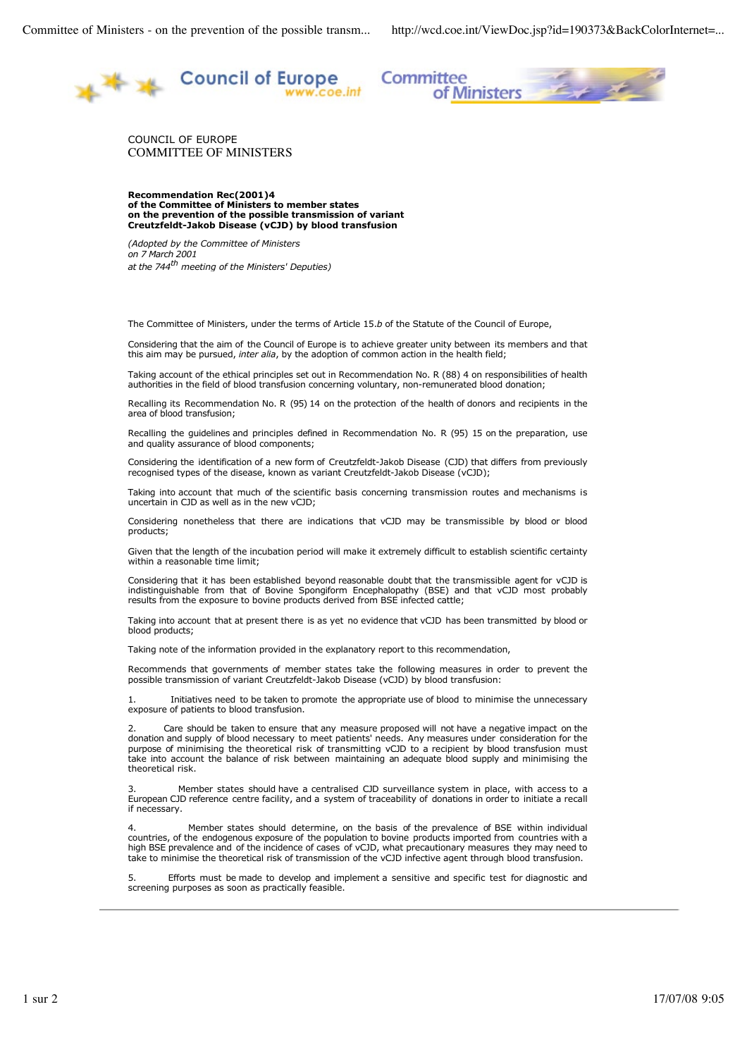COUNCIL OF EUROPE
COMMITTEE OF MINISTERS

**Recommendation Rec(2001)4**
**of the Committee of Ministers to member states**
**on the prevention of the possible transmission of variant Creutzfeldt-Jakob Disease (vCJD) by blood transfusion**

*(Adopted by the Committee of Ministers on 7 March 2001 at the 744th meeting of the Ministers' Deputies)*

The Committee of Ministers, under the terms of Article 15.*b* of the Statute of the Council of Europe,

Considering that the aim of the Council of Europe is to achieve greater unity between its members and that this aim may be pursued, *inter alia*, by the adoption of common action in the health field;

Taking account of the ethical principles set out in Recommendation No. R (88) 4 on responsibilities of health authorities in the field of blood transfusion concerning voluntary, non-remunerated blood donation;

Recalling its Recommendation No. R (95) 14 on the protection of the health of donors and recipients in the area of blood transfusion;

Recalling the guidelines and principles defined in Recommendation No. R (95) 15 on the preparation, use and quality assurance of blood components;

Considering the identification of a new form of Creutzfeldt-Jakob Disease (CJD) that differs from previously recognised types of the disease, known as variant Creutzfeldt-Jakob Disease (vCJD);

Taking into account that much of the scientific basis concerning transmission routes and mechanisms is uncertain in CJD as well as in the new vCJD;

Considering nonetheless that there are indications that vCJD may be transmissible by blood or blood products;

Given that the length of the incubation period will make it extremely difficult to establish scientific certainty within a reasonable time limit;

Considering that it has been established beyond reasonable doubt that the transmissible agent for vCJD is indistinguishable from that of Bovine Spongiform Encephalopathy (BSE) and that vCJD most probably results from the exposure to bovine products derived from BSE infected cattle;

Taking into account that at present there is as yet no evidence that vCJD has been transmitted by blood or blood products;

Taking note of the information provided in the explanatory report to this recommendation,

Recommends that governments of member states take the following measures in order to prevent the possible transmission of variant Creutzfeldt-Jakob Disease (vCJD) by blood transfusion:

1. Initiatives need to be taken to promote the appropriate use of blood to minimise the unnecessary exposure of patients to blood transfusion.

2. Care should be taken to ensure that any measure proposed will not have a negative impact on the donation and supply of blood necessary to meet patients' needs. Any measures under consideration for the purpose of minimising the theoretical risk of transmitting vCJD to a recipient by blood transfusion must take into account the balance of risk between maintaining an adequate blood supply and minimising the theoretical risk.

3. Member states should have a centralised CJD surveillance system in place, with access to a European CJD reference centre facility, and a system of traceability of donations in order to initiate a recall if necessary.

4. Member states should determine, on the basis of the prevalence of BSE within individual countries, of the endogenous exposure of the population to bovine products imported from countries with a high BSE prevalence and of the incidence of cases of vCJD, what precautionary measures they may need to take to minimise the theoretical risk of transmission of the vCJD infective agent through blood transfusion.

5. Efforts must be made to develop and implement a sensitive and specific test for diagnostic and screening purposes as soon as practically feasible.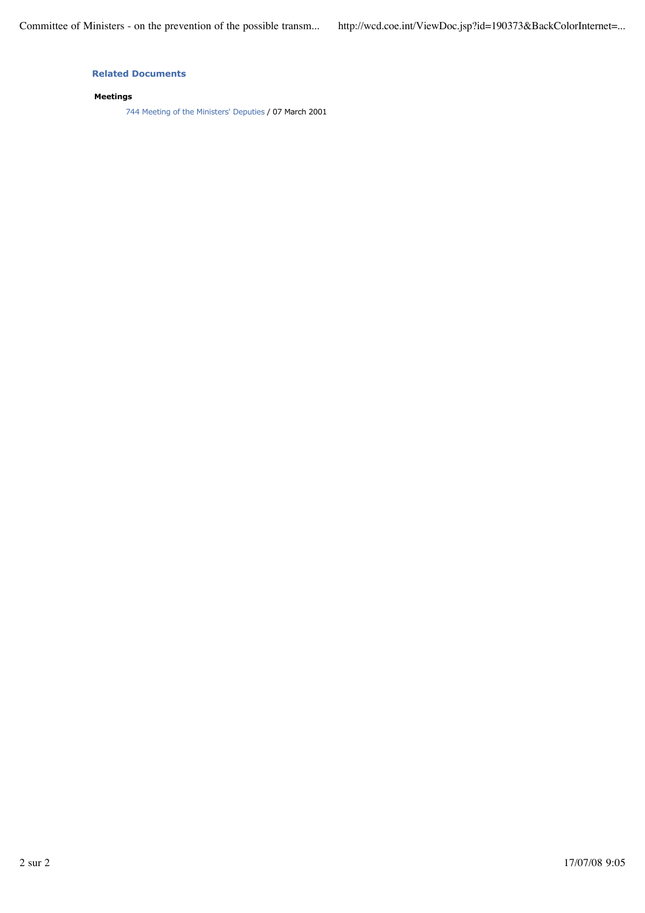### Related Documents

**Meetings**

744 Meeting of the Ministers' Deputies / 07 March 2001